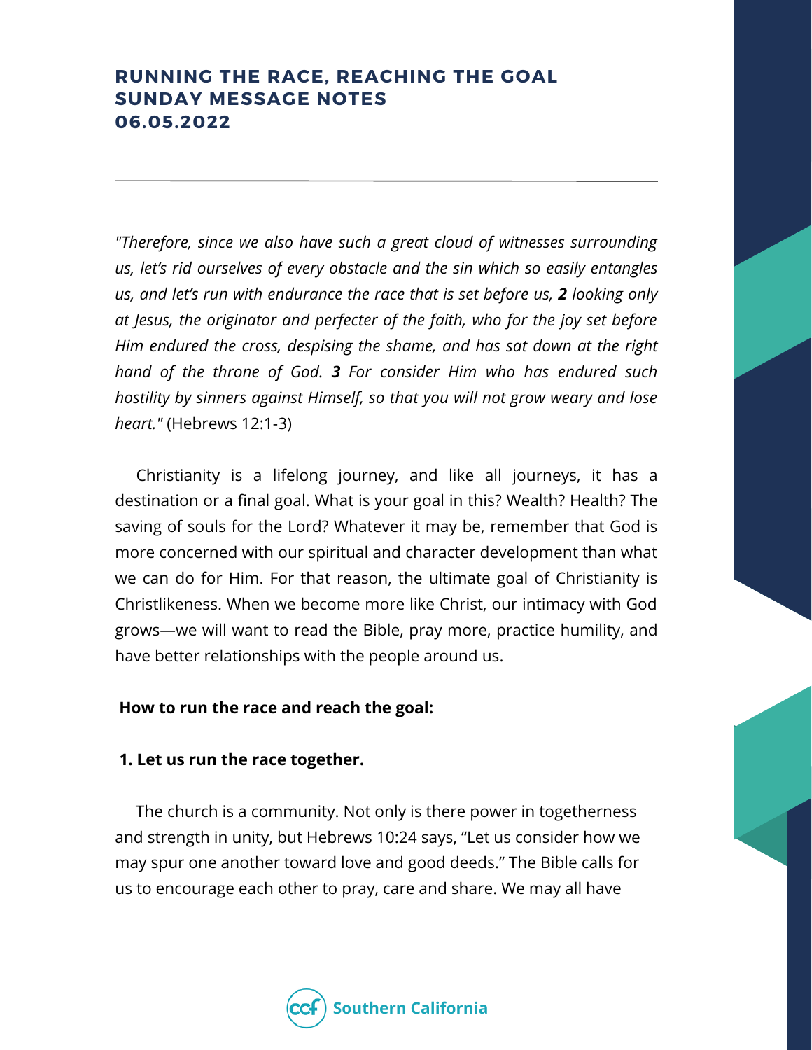# RUNNING THE RACE, REACHING THE GOAL
## SUNDAY MESSAGE NOTES
## 06.05.2022

---

*"Therefore, since we also have such a great cloud of witnesses surrounding us, let's rid ourselves of every obstacle and the sin which so easily entangles us, and let's run with endurance the race that is set before us,* ***2*** *looking only at Jesus, the originator and perfecter of the faith, who for the joy set before Him endured the cross, despising the shame, and has sat down at the right hand of the throne of God.* ***3*** *For consider Him who has endured such hostility by sinners against Himself, so that you will not grow weary and lose heart."* (Hebrews 12:1-3)

Christianity is a lifelong journey, and like all journeys, it has a destination or a final goal. What is your goal in this? Wealth? Health? The saving of souls for the Lord? Whatever it may be, remember that God is more concerned with our spiritual and character development than what we can do for Him. For that reason, the ultimate goal of Christianity is Christlikeness. When we become more like Christ, our intimacy with God grows—we will want to read the Bible, pray more, practice humility, and have better relationships with the people around us.

**How to run the race and reach the goal:**

**1. Let us run the race together.**

The church is a community. Not only is there power in togetherness and strength in unity, but Hebrews 10:24 says, "Let us consider how we may spur one another toward love and good deeds." The Bible calls for us to encourage each other to pray, care and share. We may all have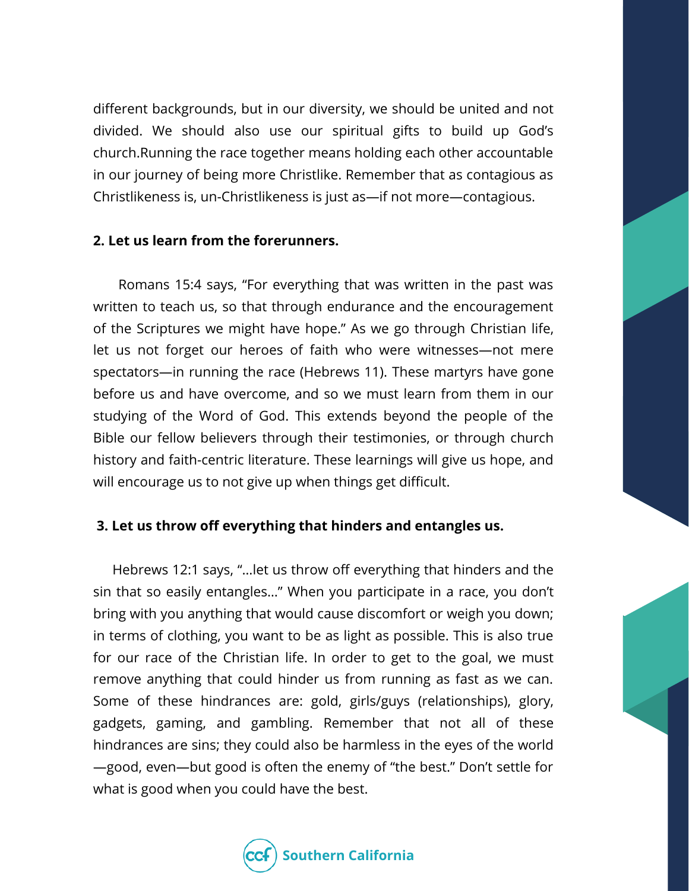different backgrounds, but in our diversity, we should be united and not divided. We should also use our spiritual gifts to build up God's church.Running the race together means holding each other accountable in our journey of being more Christlike. Remember that as contagious as Christlikeness is, un-Christlikeness is just as—if not more—contagious.

**2. Let us learn from the forerunners.**

Romans 15:4 says, "For everything that was written in the past was written to teach us, so that through endurance and the encouragement of the Scriptures we might have hope." As we go through Christian life, let us not forget our heroes of faith who were witnesses—not mere spectators—in running the race (Hebrews 11). These martyrs have gone before us and have overcome, and so we must learn from them in our studying of the Word of God. This extends beyond the people of the Bible our fellow believers through their testimonies, or through church history and faith-centric literature. These learnings will give us hope, and will encourage us to not give up when things get difficult.

**3. Let us throw off everything that hinders and entangles us.**

Hebrews 12:1 says, "...let us throw off everything that hinders and the sin that so easily entangles..." When you participate in a race, you don't bring with you anything that would cause discomfort or weigh you down; in terms of clothing, you want to be as light as possible. This is also true for our race of the Christian life. In order to get to the goal, we must remove anything that could hinder us from running as fast as we can. Some of these hindrances are: gold, girls/guys (relationships), glory, gadgets, gaming, and gambling. Remember that not all of these hindrances are sins; they could also be harmless in the eyes of the world—good, even—but good is often the enemy of "the best." Don't settle for what is good when you could have the best.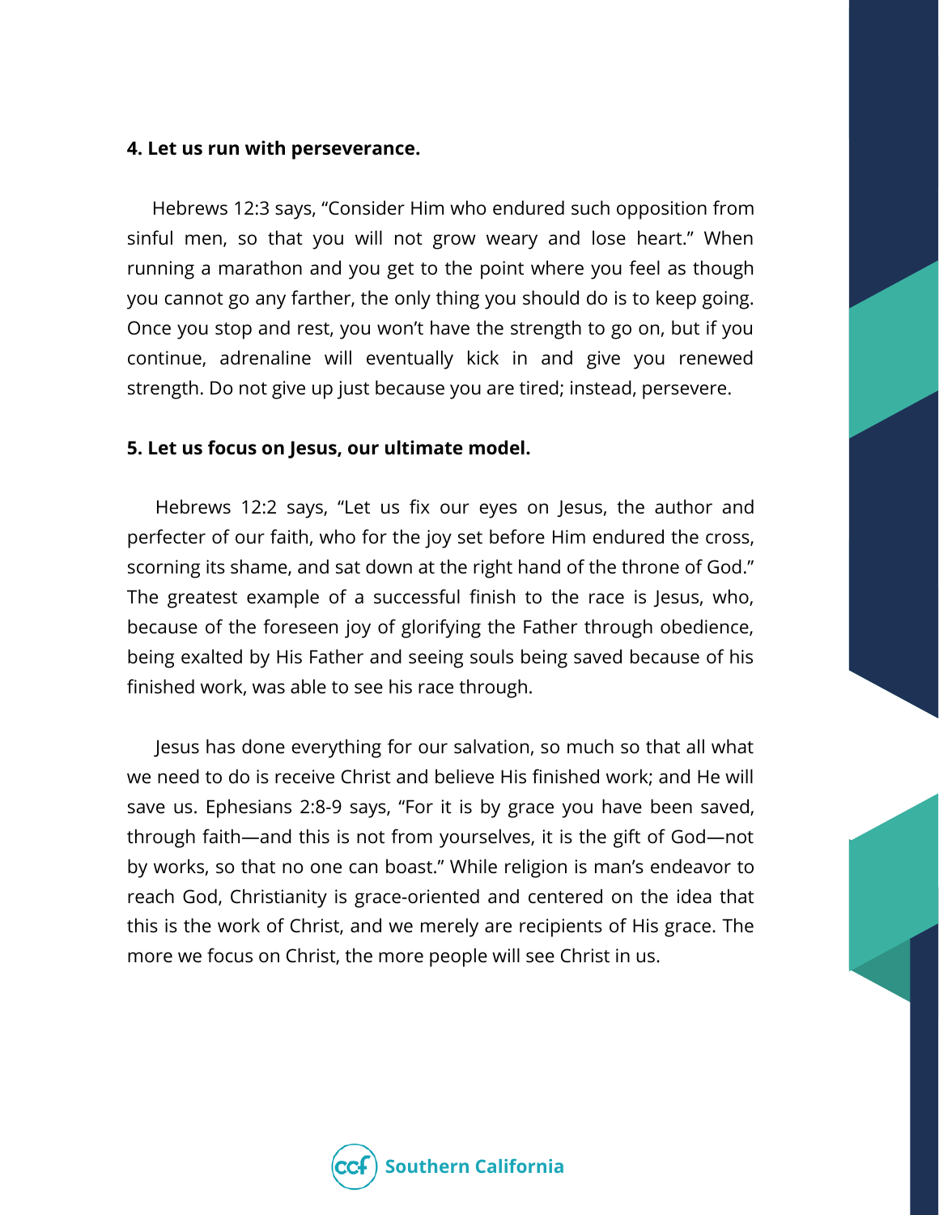**4. Let us run with perseverance.**

Hebrews 12:3 says, “Consider Him who endured such opposition from sinful men, so that you will not grow weary and lose heart.” When running a marathon and you get to the point where you feel as though you cannot go any farther, the only thing you should do is to keep going. Once you stop and rest, you won’t have the strength to go on, but if you continue, adrenaline will eventually kick in and give you renewed strength. Do not give up just because you are tired; instead, persevere.

**5. Let us focus on Jesus, our ultimate model.**

Hebrews 12:2 says, “Let us fix our eyes on Jesus, the author and perfecter of our faith, who for the joy set before Him endured the cross, scorning its shame, and sat down at the right hand of the throne of God.” The greatest example of a successful finish to the race is Jesus, who, because of the foreseen joy of glorifying the Father through obedience, being exalted by His Father and seeing souls being saved because of his finished work, was able to see his race through.

Jesus has done everything for our salvation, so much so that all what we need to do is receive Christ and believe His finished work; and He will save us. Ephesians 2:8-9 says, “For it is by grace you have been saved, through faith—and this is not from yourselves, it is the gift of God—not by works, so that no one can boast.” While religion is man’s endeavor to reach God, Christianity is grace-oriented and centered on the idea that this is the work of Christ, and we merely are recipients of His grace. The more we focus on Christ, the more people will see Christ in us.